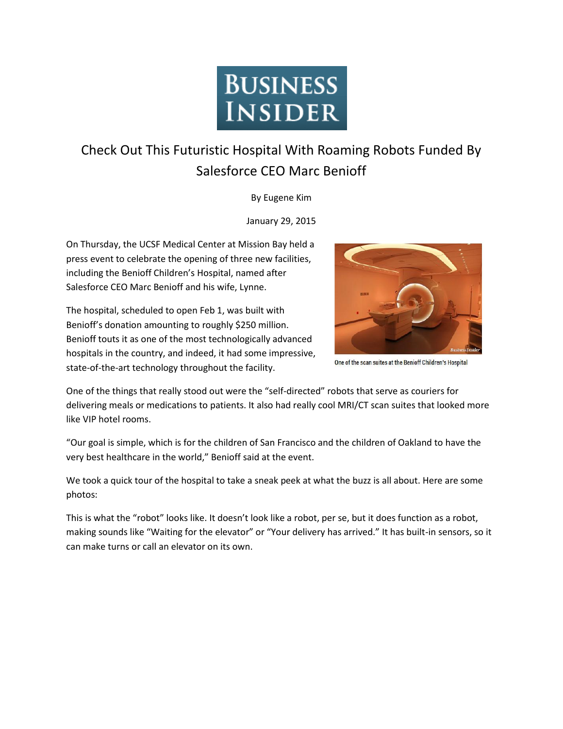# Business Insider

## Check Out This Futuristic Hospital With Roaming Robots Funded By Salesforce CEO Marc Benioff

By Eugene Kim

January 29, 2015

On Thursday, the UCSF Medical Center at Mission Bay held a press event to celebrate the opening of three new facilities, including the Benioff Children's Hospital, named after Salesforce CEO Marc Benioff and his wife, Lynne.

The hospital, scheduled to open Feb 1, was built with Benioff's donation amounting to roughly $250 million. Benioff touts it as one of the most technologically advanced hospitals in the country, and indeed, it had some impressive, state-of-the-art technology throughout the facility.

One of the scan suites at the Benioff Children's Hospital

One of the things that really stood out were the "self-directed" robots that serve as couriers for delivering meals or medications to patients. It also had really cool MRI/CT scan suites that looked more like VIP hotel rooms.

"Our goal is simple, which is for the children of San Francisco and the children of Oakland to have the very best healthcare in the world," Benioff said at the event.

We took a quick tour of the hospital to take a sneak peek at what the buzz is all about. Here are some photos:

This is what the "robot" looks like. It doesn't look like a robot, per se, but it does function as a robot, making sounds like "Waiting for the elevator" or "Your delivery has arrived." It has built-in sensors, so it can make turns or call an elevator on its own.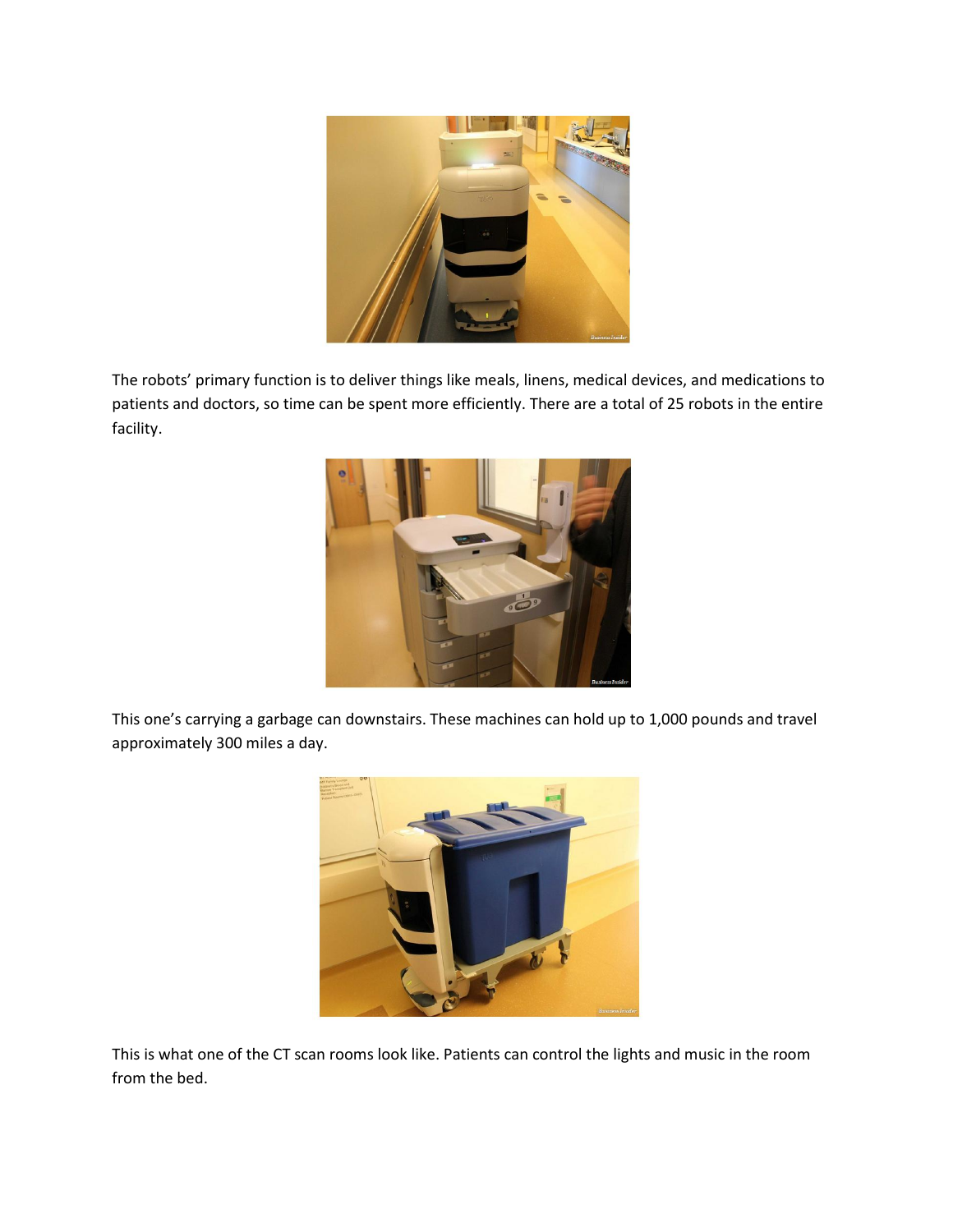The robots' primary function is to deliver things like meals, linens, medical devices, and medications to patients and doctors, so time can be spent more efficiently. There are a total of 25 robots in the entire facility.

This one's carrying a garbage can downstairs. These machines can hold up to 1,000 pounds and travel approximately 300 miles a day.

This is what one of the CT scan rooms look like. Patients can control the lights and music in the room from the bed.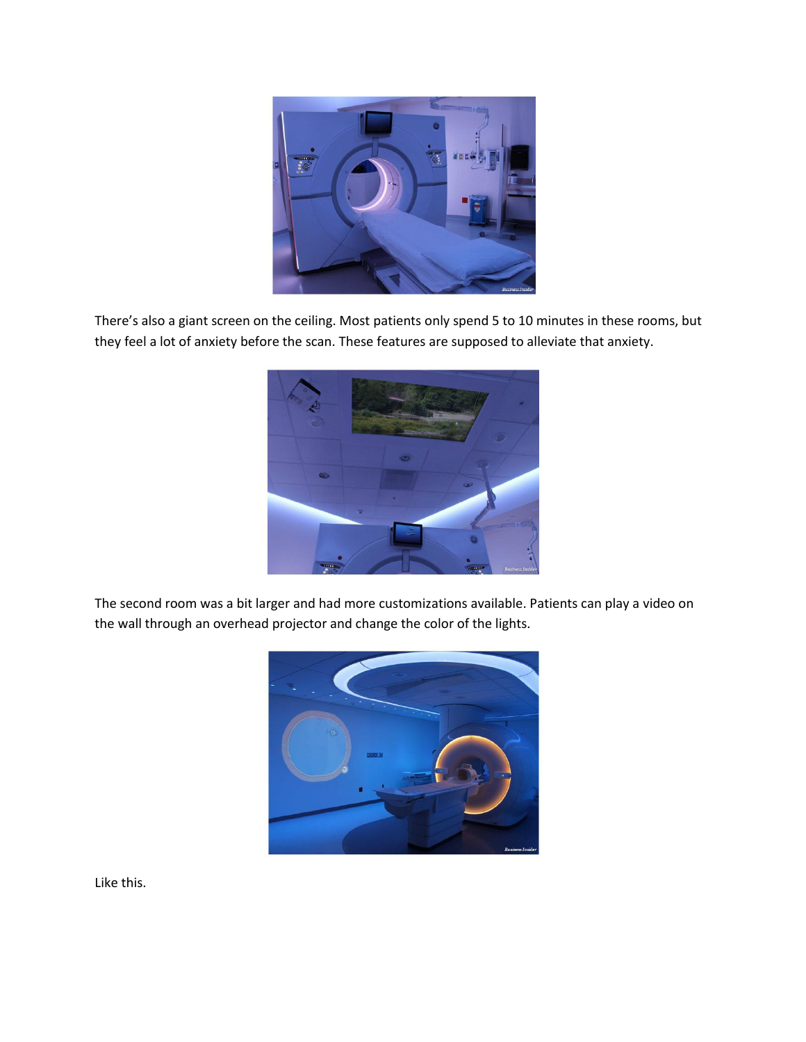There’s also a giant screen on the ceiling. Most patients only spend 5 to 10 minutes in these rooms, but they feel a lot of anxiety before the scan. These features are supposed to alleviate that anxiety.

The second room was a bit larger and had more customizations available. Patients can play a video on the wall through an overhead projector and change the color of the lights.

Like this.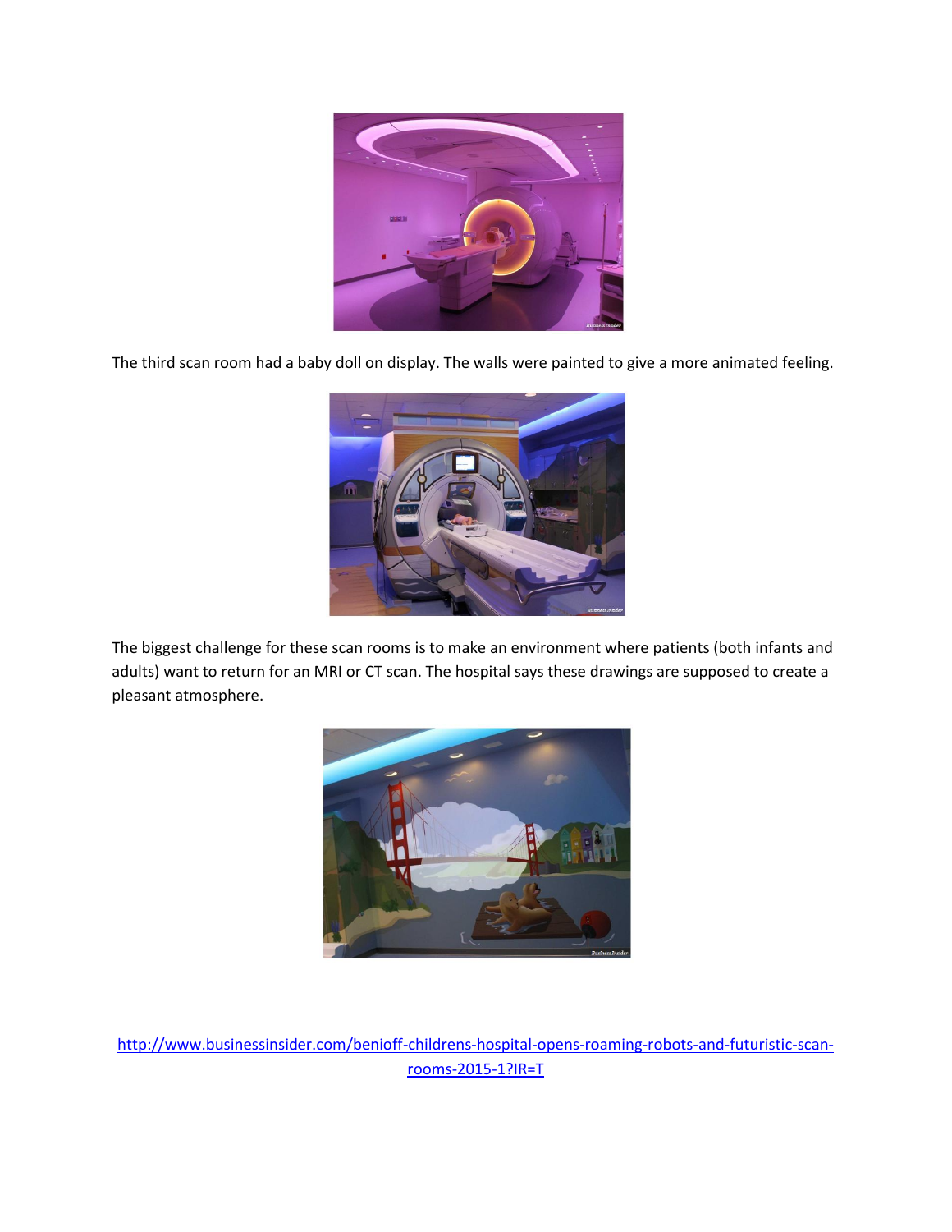The third scan room had a baby doll on display. The walls were painted to give a more animated feeling.

The biggest challenge for these scan rooms is to make an environment where patients (both infants and adults) want to return for an MRI or CT scan. The hospital says these drawings are supposed to create a pleasant atmosphere.

http://www.businessinsider.com/benioff-childrens-hospital-opens-roaming-robots-and-futuristic-scan-rooms-2015-1?IR=T